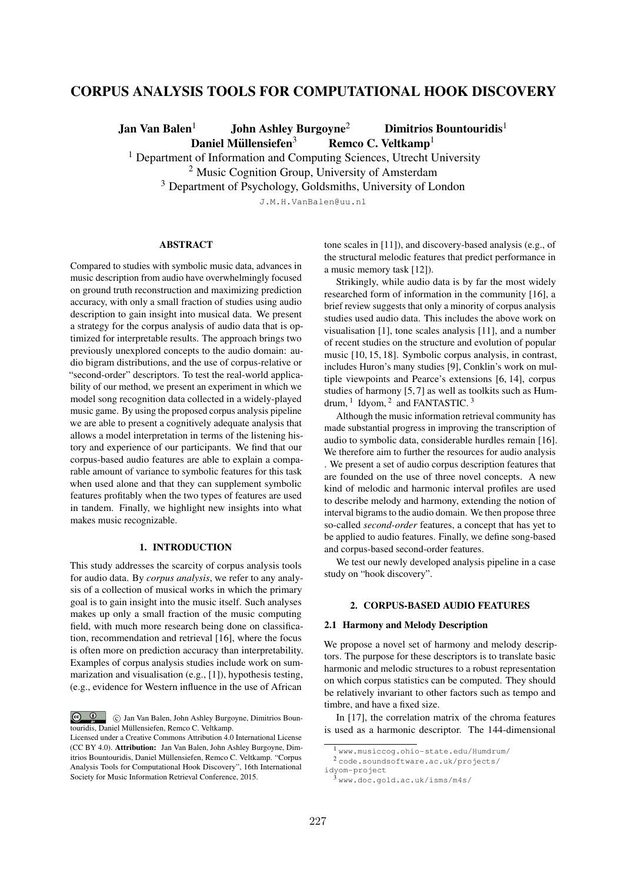# CORPUS ANALYSIS TOOLS FOR COMPUTATIONAL HOOK DISCOVERY

**Jan Van Balen**[1] **John Ashley Burgoyne**[2] **Dimitrios Bountouridis**[1]
**Daniel Müllensiefen**[3] **Remco C. Veltkamp**[1]

[1] Department of Information and Computing Sciences, Utrecht University
[2] Music Cognition Group, University of Amsterdam
[3] Department of Psychology, Goldsmiths, University of London

J.M.H.VanBalen@uu.nl

### ABSTRACT

Compared to studies with symbolic music data, advances in music description from audio have overwhelmingly focused on ground truth reconstruction and maximizing prediction accuracy, with only a small fraction of studies using audio description to gain insight into musical data. We present a strategy for the corpus analysis of audio data that is optimized for interpretable results. The approach brings two previously unexplored concepts to the audio domain: audio bigram distributions, and the use of corpus-relative or "second-order" descriptors. To test the real-world applicability of our method, we present an experiment in which we model song recognition data collected in a widely-played music game. By using the proposed corpus analysis pipeline we are able to present a cognitively adequate analysis that allows a model interpretation in terms of the listening history and experience of our participants. We find that our corpus-based audio features are able to explain a comparable amount of variance to symbolic features for this task when used alone and that they can supplement symbolic features profitably when the two types of features are used in tandem. Finally, we highlight new insights into what makes music recognizable.

## 1. INTRODUCTION

This study addresses the scarcity of corpus analysis tools for audio data. By *corpus analysis*, we refer to any analysis of a collection of musical works in which the primary goal is to gain insight into the music itself. Such analyses makes up only a small fraction of the music computing field, with much more research being done on classification, recommendation and retrieval [16], where the focus is often more on prediction accuracy than interpretability. Examples of corpus analysis studies include work on summarization and visualisation (e.g., [1]), hypothesis testing, (e.g., evidence for Western influence in the use of African tone scales in [11]), and discovery-based analysis (e.g., of the structural melodic features that predict performance in a music memory task [12]).

Strikingly, while audio data is by far the most widely researched form of information in the community [16], a brief review suggests that only a minority of corpus analysis studies used audio data. This includes the above work on visualisation [1], tone scales analysis [11], and a number of recent studies on the structure and evolution of popular music [10, 15, 18]. Symbolic corpus analysis, in contrast, includes Huron's many studies [9], Conklin's work on multiple viewpoints and Pearce's extensions [6, 14], corpus studies of harmony [5, 7] as well as toolkits such as Humdrum, [1] Idyom, [2] and FANTASTIC. [3]

Although the music information retrieval community has made substantial progress in improving the transcription of audio to symbolic data, considerable hurdles remain [16]. We therefore aim to further the resources for audio analysis . We present a set of audio corpus description features that are founded on the use of three novel concepts. A new kind of melodic and harmonic interval profiles are used to describe melody and harmony, extending the notion of interval bigrams to the audio domain. We then propose three so-called *second-order* features, a concept that has yet to be applied to audio features. Finally, we define song-based and corpus-based second-order features.

We test our newly developed analysis pipeline in a case study on "hook discovery".

## 2. CORPUS-BASED AUDIO FEATURES

### 2.1 Harmony and Melody Description

We propose a novel set of harmony and melody descriptors. The purpose for these descriptors is to translate basic harmonic and melodic structures to a robust representation on which corpus statistics can be computed. They should be relatively invariant to other factors such as tempo and timbre, and have a fixed size.

In [17], the correlation matrix of the chroma features is used as a harmonic descriptor. The 144-dimensional

---

© Jan Van Balen, John Ashley Burgoyne, Dimitrios Bountouridis, Daniel Müllensiefen, Remco C. Veltkamp.
Licensed under a Creative Commons Attribution 4.0 International License (CC BY 4.0). **Attribution:** Jan Van Balen, John Ashley Burgoyne, Dimitrios Bountouridis, Daniel Müllensiefen, Remco C. Veltkamp. "Corpus Analysis Tools for Computational Hook Discovery", 16th International Society for Music Information Retrieval Conference, 2015.

[1] www.musiccog.ohio-state.edu/Humdrum/
[2] code.soundsoftware.ac.uk/projects/idyom-project
[3] www.doc.gold.ac.uk/isms/m4s/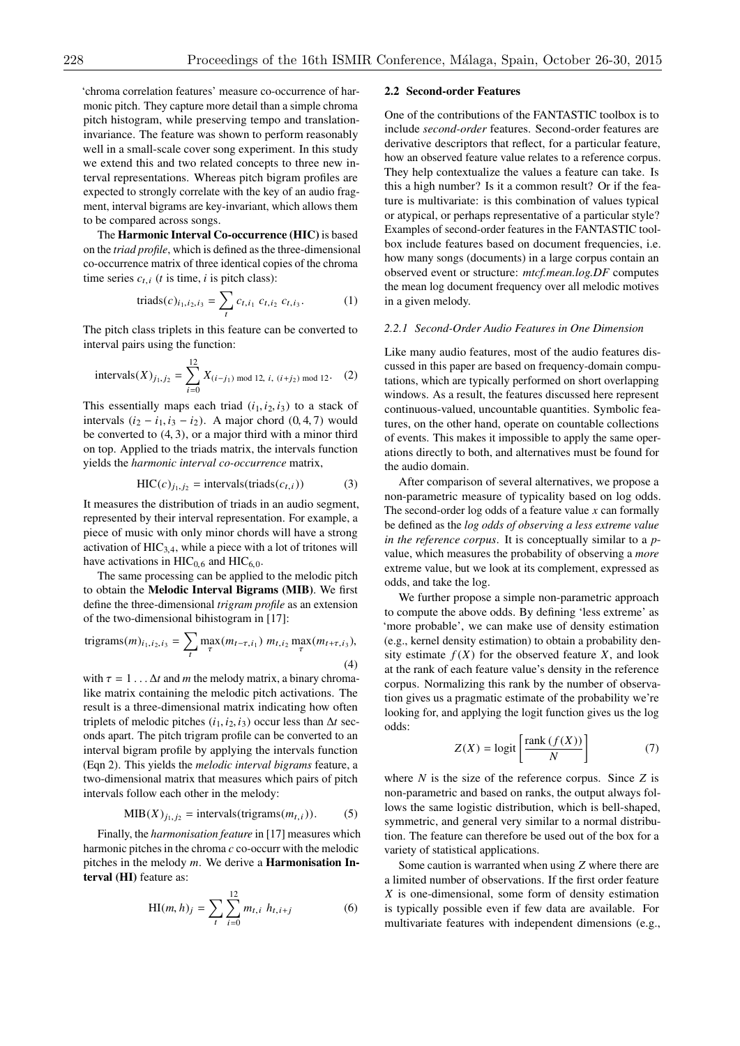'chroma correlation features' measure co-occurrence of harmonic pitch. They capture more detail than a simple chroma pitch histogram, while preserving tempo and translation-invariance. The feature was shown to perform reasonably well in a small-scale cover song experiment. In this study we extend this and two related concepts to three new interval representations. Whereas pitch bigram profiles are expected to strongly correlate with the key of an audio fragment, interval bigrams are key-invariant, which allows them to be compared across songs.

The **Harmonic Interval Co-occurrence (HIC)** is based on the *triad profile*, which is defined as the three-dimensional co-occurrence matrix of three identical copies of the chroma time series $c_{t,i}$ ($t$ is time, $i$ is pitch class):

$$\text{triads}(c)_{i_1,i_2,i_3} = \sum_t c_{t,i_1}\ c_{t,i_2}\ c_{t,i_3}. \tag{1}$$

The pitch class triplets in this feature can be converted to interval pairs using the function:

$$\text{intervals}(X)_{j_1,j_2} = \sum_{i=0}^{12} X_{(i-j_1) \bmod 12,\ i,\ (i+j_2) \bmod 12}. \tag{2}$$

This essentially maps each triad $(i_1, i_2, i_3)$ to a stack of intervals $(i_2 - i_1, i_3 - i_2)$. A major chord $(0, 4, 7)$ would be converted to $(4, 3)$, or a major third with a minor third on top. Applied to the triads matrix, the intervals function yields the *harmonic interval co-occurrence* matrix,

$$\text{HIC}(c)_{j_1,j_2} = \text{intervals}(\text{triads}(c_{t,i})) \tag{3}$$

It measures the distribution of triads in an audio segment, represented by their interval representation. For example, a piece of music with only minor chords will have a strong activation of $\text{HIC}_{3,4}$, while a piece with a lot of tritones will have activations in $\text{HIC}_{0,6}$ and $\text{HIC}_{6,0}$.

The same processing can be applied to the melodic pitch to obtain the **Melodic Interval Bigrams (MIB)**. We first define the three-dimensional *trigram profile* as an extension of the two-dimensional bihistogram in [17]:

$$\text{trigrams}(m)_{i_1,i_2,i_3} = \sum_t \max_\tau(m_{t-\tau,i_1})\ m_{t,i_2} \max_\tau(m_{t+\tau,i_3}), \tag{4}$$

with $\tau = 1 \ldots \Delta t$ and $m$ the melody matrix, a binary chroma-like matrix containing the melodic pitch activations. The result is a three-dimensional matrix indicating how often triplets of melodic pitches $(i_1, i_2, i_3)$ occur less than $\Delta t$ seconds apart. The pitch trigram profile can be converted to an interval bigram profile by applying the intervals function (Eqn 2). This yields the *melodic interval bigrams* feature, a two-dimensional matrix that measures which pairs of pitch intervals follow each other in the melody:

$$\text{MIB}(X)_{j_1,j_2} = \text{intervals}(\text{trigrams}(m_{t,i})). \tag{5}$$

Finally, the *harmonisation feature* in [17] measures which harmonic pitches in the chroma $c$ co-occurr with the melodic pitches in the melody $m$. We derive a **Harmonisation Interval (HI)** feature as:

$$\text{HI}(m, h)_j = \sum_t \sum_{i=0}^{12} m_{t,i}\ h_{t,i+j} \tag{6}$$

### 2.2 Second-order Features

One of the contributions of the FANTASTIC toolbox is to include *second-order* features. Second-order features are derivative descriptors that reflect, for a particular feature, how an observed feature value relates to a reference corpus. They help contextualize the values a feature can take. Is this a high number? Is it a common result? Or if the feature is multivariate: is this combination of values typical or atypical, or perhaps representative of a particular style? Examples of second-order features in the FANTASTIC toolbox include features based on document frequencies, i.e. how many songs (documents) in a large corpus contain an observed event or structure: *mtcf.mean.log.DF* computes the mean log document frequency over all melodic motives in a given melody.

#### 2.2.1 Second-Order Audio Features in One Dimension

Like many audio features, most of the audio features discussed in this paper are based on frequency-domain computations, which are typically performed on short overlapping windows. As a result, the features discussed here represent continuous-valued, uncountable quantities. Symbolic features, on the other hand, operate on countable collections of events. This makes it impossible to apply the same operations directly to both, and alternatives must be found for the audio domain.

After comparison of several alternatives, we propose a non-parametric measure of typicality based on log odds. The second-order log odds of a feature value $x$ can formally be defined as the *log odds of observing a less extreme value in the reference corpus*. It is conceptually similar to a $p$-value, which measures the probability of observing a *more* extreme value, but we look at its complement, expressed as odds, and take the log.

We further propose a simple non-parametric approach to compute the above odds. By defining 'less extreme' as 'more probable', we can make use of density estimation (e.g., kernel density estimation) to obtain a probability density estimate $f(X)$ for the observed feature $X$, and look at the rank of each feature value's density in the reference corpus. Normalizing this rank by the number of observation gives us a pragmatic estimate of the probability we're looking for, and applying the logit function gives us the log odds:

$$Z(X) = \text{logit}\left[\frac{\text{rank}\,(f(X))}{N}\right] \tag{7}$$

where $N$ is the size of the reference corpus. Since $Z$ is non-parametric and based on ranks, the output always follows the same logistic distribution, which is bell-shaped, symmetric, and general very similar to a normal distribution. The feature can therefore be used out of the box for a variety of statistical applications.

Some caution is warranted when using $Z$ where there are a limited number of observations. If the first order feature $X$ is one-dimensional, some form of density estimation is typically possible even if few data are available. For multivariate features with independent dimensions (e.g.,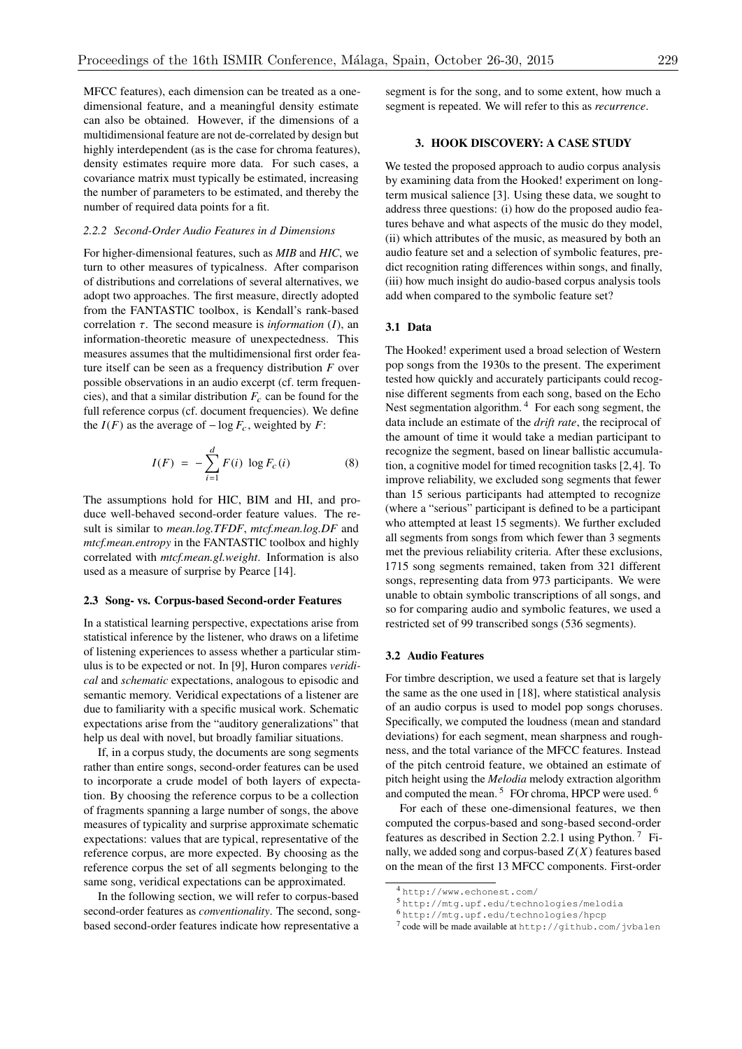MFCC features), each dimension can be treated as a one-dimensional feature, and a meaningful density estimate can also be obtained. However, if the dimensions of a multidimensional feature are not de-correlated by design but highly interdependent (as is the case for chroma features), density estimates require more data. For such cases, a covariance matrix must typically be estimated, increasing the number of parameters to be estimated, and thereby the number of required data points for a fit.

#### 2.2.2 Second-Order Audio Features in d Dimensions

For higher-dimensional features, such as *MIB* and *HIC*, we turn to other measures of typicalness. After comparison of distributions and correlations of several alternatives, we adopt two approaches. The first measure, directly adopted from the FANTASTIC toolbox, is Kendall's rank-based correlation $\tau$. The second measure is *information* ($I$), an information-theoretic measure of unexpectedness. This measures assumes that the multidimensional first order feature itself can be seen as a frequency distribution $F$ over possible observations in an audio excerpt (cf. term frequencies), and that a similar distribution $F_c$ can be found for the full reference corpus (cf. document frequencies). We define the $I(F)$ as the average of $-\log F_c$, weighted by $F$:

$$I(F) \ = \ -\sum_{i=1}^{d} F(i) \ \log F_c(i) \tag{8}$$

The assumptions hold for HIC, BIM and HI, and produce well-behaved second-order feature values. The result is similar to *mean.log.TFDF*, *mtcf.mean.log.DF* and *mtcf.mean.entropy* in the FANTASTIC toolbox and highly correlated with *mtcf.mean.gl.weight*. Information is also used as a measure of surprise by Pearce [14].

### 2.3 Song- vs. Corpus-based Second-order Features

In a statistical learning perspective, expectations arise from statistical inference by the listener, who draws on a lifetime of listening experiences to assess whether a particular stimulus is to be expected or not. In [9], Huron compares *veridical* and *schematic* expectations, analogous to episodic and semantic memory. Veridical expectations of a listener are due to familiarity with a specific musical work. Schematic expectations arise from the "auditory generalizations" that help us deal with novel, but broadly familiar situations.

If, in a corpus study, the documents are song segments rather than entire songs, second-order features can be used to incorporate a crude model of both layers of expectation. By choosing the reference corpus to be a collection of fragments spanning a large number of songs, the above measures of typicality and surprise approximate schematic expectations: values that are typical, representative of the reference corpus, are more expected. By choosing as the reference corpus the set of all segments belonging to the same song, veridical expectations can be approximated.

In the following section, we will refer to corpus-based second-order features as *conventionality*. The second, song-based second-order features indicate how representative a segment is for the song, and to some extent, how much a segment is repeated. We will refer to this as *recurrence*.

## 3. HOOK DISCOVERY: A CASE STUDY

We tested the proposed approach to audio corpus analysis by examining data from the Hooked! experiment on long-term musical salience [3]. Using these data, we sought to address three questions: (i) how do the proposed audio features behave and what aspects of the music do they model, (ii) which attributes of the music, as measured by both an audio feature set and a selection of symbolic features, predict recognition rating differences within songs, and finally, (iii) how much insight do audio-based corpus analysis tools add when compared to the symbolic feature set?

### 3.1 Data

The Hooked! experiment used a broad selection of Western pop songs from the 1930s to the present. The experiment tested how quickly and accurately participants could recognise different segments from each song, based on the Echo Nest segmentation algorithm. [4] For each song segment, the data include an estimate of the *drift rate*, the reciprocal of the amount of time it would take a median participant to recognize the segment, based on linear ballistic accumulation, a cognitive model for timed recognition tasks [2,4]. To improve reliability, we excluded song segments that fewer than 15 serious participants had attempted to recognize (where a "serious" participant is defined to be a participant who attempted at least 15 segments). We further excluded all segments from songs from which fewer than 3 segments met the previous reliability criteria. After these exclusions, 1715 song segments remained, taken from 321 different songs, representing data from 973 participants. We were unable to obtain symbolic transcriptions of all songs, and so for comparing audio and symbolic features, we used a restricted set of 99 transcribed songs (536 segments).

### 3.2 Audio Features

For timbre description, we used a feature set that is largely the same as the one used in [18], where statistical analysis of an audio corpus is used to model pop songs choruses. Specifically, we computed the loudness (mean and standard deviations) for each segment, mean sharpness and roughness, and the total variance of the MFCC features. Instead of the pitch centroid feature, we obtained an estimate of pitch height using the *Melodia* melody extraction algorithm and computed the mean. [5] FOr chroma, HPCP were used. [6]

For each of these one-dimensional features, we then computed the corpus-based and song-based second-order features as described in Section 2.2.1 using Python. [7] Finally, we added song and corpus-based $Z(X)$ features based on the mean of the first 13 MFCC components. First-order

---

[4] http://www.echonest.com/

[5] http://mtg.upf.edu/technologies/melodia

[6] http://mtg.upf.edu/technologies/hpcp

[7] code will be made available at http://github.com/jvbalen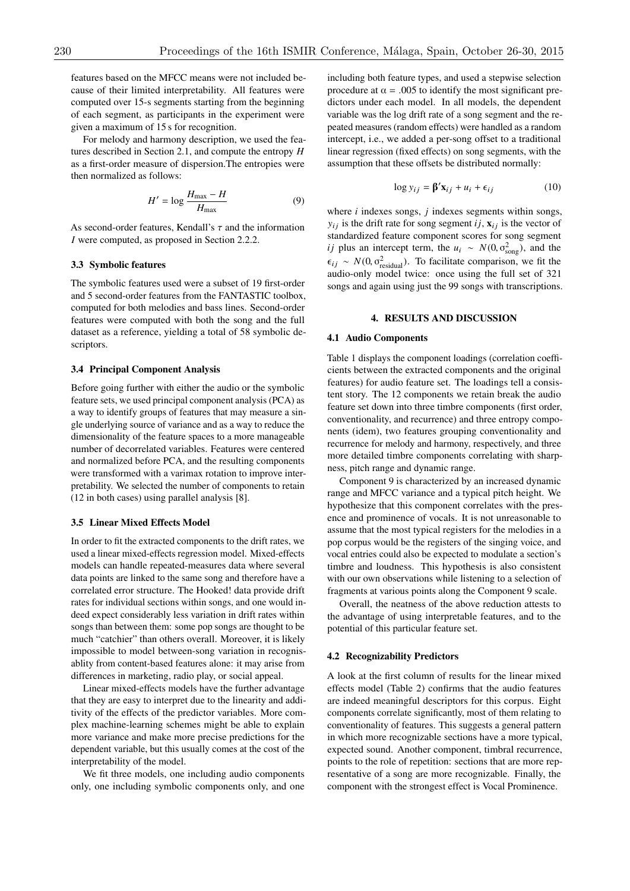features based on the MFCC means were not included because of their limited interpretability. All features were computed over 15-s segments starting from the beginning of each segment, as participants in the experiment were given a maximum of 15 s for recognition.

For melody and harmony description, we used the features described in Section 2.1, and compute the entropy $H$ as a first-order measure of dispersion.The entropies were then normalized as follows:

$$H' = \log \frac{H_{\max} - H}{H_{\max}} \tag{9}$$

As second-order features, Kendall's $\tau$ and the information $I$ were computed, as proposed in Section 2.2.2.

### 3.3 Symbolic features

The symbolic features used were a subset of 19 first-order and 5 second-order features from the FANTASTIC toolbox, computed for both melodies and bass lines. Second-order features were computed with both the song and the full dataset as a reference, yielding a total of 58 symbolic descriptors.

### 3.4 Principal Component Analysis

Before going further with either the audio or the symbolic feature sets, we used principal component analysis (PCA) as a way to identify groups of features that may measure a single underlying source of variance and as a way to reduce the dimensionality of the feature spaces to a more manageable number of decorrelated variables. Features were centered and normalized before PCA, and the resulting components were transformed with a varimax rotation to improve interpretability. We selected the number of components to retain (12 in both cases) using parallel analysis [8].

### 3.5 Linear Mixed Effects Model

In order to fit the extracted components to the drift rates, we used a linear mixed-effects regression model. Mixed-effects models can handle repeated-measures data where several data points are linked to the same song and therefore have a correlated error structure. The Hooked! data provide drift rates for individual sections within songs, and one would indeed expect considerably less variation in drift rates within songs than between them: some pop songs are thought to be much "catchier" than others overall. Moreover, it is likely impossible to model between-song variation in recognisablity from content-based features alone: it may arise from differences in marketing, radio play, or social appeal.

Linear mixed-effects models have the further advantage that they are easy to interpret due to the linearity and additivity of the effects of the predictor variables. More complex machine-learning schemes might be able to explain more variance and make more precise predictions for the dependent variable, but this usually comes at the cost of the interpretability of the model.

We fit three models, one including audio components only, one including symbolic components only, and one including both feature types, and used a stepwise selection procedure at $\alpha = .005$ to identify the most significant predictors under each model. In all models, the dependent variable was the log drift rate of a song segment and the repeated measures (random effects) were handled as a random intercept, i.e., we added a per-song offset to a traditional linear regression (fixed effects) on song segments, with the assumption that these offsets be distributed normally:

$$\log y_{ij} = \boldsymbol{\beta}' \mathbf{x}_{ij} + u_i + \epsilon_{ij} \tag{10}$$

where $i$ indexes songs, $j$ indexes segments within songs, $y_{ij}$ is the drift rate for song segment $ij$, $\mathbf{x}_{ij}$ is the vector of standardized feature component scores for song segment $ij$ plus an intercept term, the $u_i \sim N(0, \sigma^2_{\text{song}})$, and the $\epsilon_{ij} \sim N(0, \sigma^2_{\text{residual}})$. To facilitate comparison, we fit the audio-only model twice: once using the full set of 321 songs and again using just the 99 songs with transcriptions.

## 4. RESULTS AND DISCUSSION

### 4.1 Audio Components

Table 1 displays the component loadings (correlation coefficients between the extracted components and the original features) for audio feature set. The loadings tell a consistent story. The 12 components we retain break the audio feature set down into three timbre components (first order, conventionality, and recurrence) and three entropy components (idem), two features grouping conventionality and recurrence for melody and harmony, respectively, and three more detailed timbre components correlating with sharpness, pitch range and dynamic range.

Component 9 is characterized by an increased dynamic range and MFCC variance and a typical pitch height. We hypothesize that this component correlates with the presence and prominence of vocals. It is not unreasonable to assume that the most typical registers for the melodies in a pop corpus would be the registers of the singing voice, and vocal entries could also be expected to modulate a section's timbre and loudness. This hypothesis is also consistent with our own observations while listening to a selection of fragments at various points along the Component 9 scale.

Overall, the neatness of the above reduction attests to the advantage of using interpretable features, and to the potential of this particular feature set.

### 4.2 Recognizability Predictors

A look at the first column of results for the linear mixed effects model (Table 2) confirms that the audio features are indeed meaningful descriptors for this corpus. Eight components correlate significantly, most of them relating to conventionality of features. This suggests a general pattern in which more recognizable sections have a more typical, expected sound. Another component, timbral recurrence, points to the role of repetition: sections that are more representative of a song are more recognizable. Finally, the component with the strongest effect is Vocal Prominence.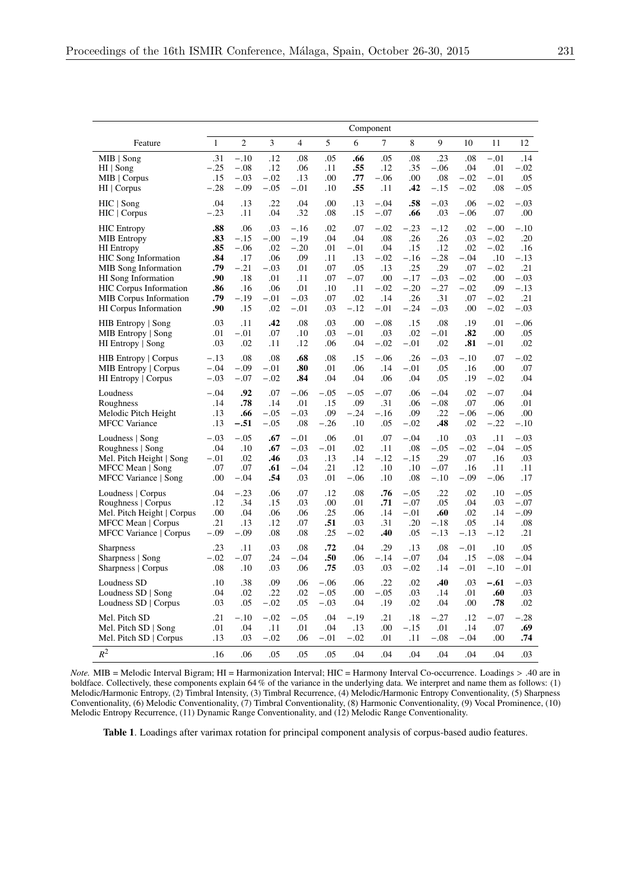| Feature | Component | | | | | | | | | | | |
|---|---|---|---|---|---|---|---|---|---|---|---|---|
| | 1 | 2 | 3 | 4 | 5 | 6 | 7 | 8 | 9 | 10 | 11 | 12 |
| MIB \| Song | .31 | −.10 | .12 | .08 | .05 | **.66** | .05 | .08 | .23 | .08 | −.01 | .14 |
| HI \| Song | −.25 | −.08 | .12 | .06 | .11 | **.55** | .12 | .35 | −.06 | .04 | .01 | −.02 |
| MIB \| Corpus | .15 | −.03 | −.02 | .13 | .00 | **.77** | −.06 | .00 | .08 | −.02 | −.01 | .05 |
| HI \| Corpus | −.28 | −.09 | −.05 | −.01 | .10 | **.55** | .11 | **.42** | −.15 | −.02 | .08 | −.05 |
| HIC \| Song | .04 | .13 | .22 | .04 | .00 | .13 | −.04 | **.58** | −.03 | .06 | −.02 | −.03 |
| HIC \| Corpus | −.23 | .11 | .04 | .32 | .08 | .15 | −.07 | **.66** | .03 | −.06 | .07 | .00 |
| HIC Entropy | **.88** | .06 | .03 | −.16 | .02 | .07 | −.02 | −.23 | −.12 | .02 | −.00 | −.10 |
| MIB Entropy | **.83** | −.15 | −.00 | −.19 | .04 | .04 | .08 | .26 | .26 | .03 | −.02 | .20 |
| HI Entropy | **.85** | −.06 | .02 | −.20 | .01 | −.01 | .04 | .15 | .12 | .02 | −.02 | .16 |
| HIC Song Information | **.84** | .17 | .06 | .09 | .11 | .13 | −.02 | −.16 | −.28 | −.04 | .10 | −.13 |
| MIB Song Information | **.79** | −.21 | −.03 | .01 | .07 | .05 | .13 | .25 | .29 | .07 | −.02 | .21 |
| HI Song Information | **.90** | .18 | .01 | .11 | .07 | −.07 | .00 | −.17 | −.03 | −.02 | .00 | −.03 |
| HIC Corpus Information | **.86** | .16 | .06 | .01 | .10 | .11 | −.02 | −.20 | −.27 | −.02 | .09 | −.13 |
| MIB Corpus Information | **.79** | −.19 | −.01 | −.03 | .07 | .02 | .14 | .26 | .31 | .07 | −.02 | .21 |
| HI Corpus Information | **.90** | .15 | .02 | −.01 | .03 | −.12 | −.01 | −.24 | −.03 | .00 | −.02 | −.03 |
| HIB Entropy \| Song | .03 | .11 | **.42** | .08 | .03 | .00 | −.08 | .15 | .08 | .19 | .01 | −.06 |
| MIB Entropy \| Song | .01 | −.01 | .07 | .10 | .03 | −.01 | .03 | .02 | −.01 | **.82** | .00 | .05 |
| HI Entropy \| Song | .03 | .02 | .11 | .12 | .06 | .04 | −.02 | −.01 | .02 | **.81** | −.01 | .02 |
| HIB Entropy \| Corpus | −.13 | .08 | .08 | **.68** | .08 | .15 | −.06 | .26 | −.03 | −.10 | .07 | −.02 |
| MIB Entropy \| Corpus | −.04 | −.09 | −.01 | **.80** | .01 | .06 | .14 | −.01 | .05 | .16 | .00 | .07 |
| HI Entropy \| Corpus | −.03 | −.07 | −.02 | **.84** | .04 | .04 | .06 | .04 | .05 | .19 | −.02 | .04 |
| Loudness | −.04 | **.92** | .07 | −.06 | −.05 | −.05 | −.07 | .06 | −.04 | .02 | −.07 | .04 |
| Roughness | .14 | **.78** | .14 | .01 | .15 | .09 | .31 | .06 | −.08 | .07 | .06 | .01 |
| Melodic Pitch Height | .13 | **.66** | −.05 | −.03 | .09 | −.24 | −.16 | .09 | .22 | −.06 | −.06 | .00 |
| MFCC Variance | .13 | **−.51** | −.05 | .08 | −.26 | .10 | .05 | −.02 | **.48** | .02 | −.22 | −.10 |
| Loudness \| Song | −.03 | −.05 | **.67** | −.01 | .06 | .01 | .07 | −.04 | .10 | .03 | .11 | −.03 |
| Roughness \| Song | .04 | .10 | **.67** | −.03 | −.01 | .02 | .11 | .08 | −.05 | −.02 | −.04 | −.05 |
| Mel. Pitch Height \| Song | −.01 | .02 | **.46** | .03 | .13 | .14 | −.12 | −.15 | .29 | .07 | .16 | .03 |
| MFCC Mean \| Song | .07 | .07 | **.61** | −.04 | .21 | .12 | .10 | .10 | −.07 | .16 | .11 | .11 |
| MFCC Variance \| Song | .00 | −.04 | **.54** | .03 | .01 | −.06 | .10 | .08 | −.10 | −.09 | −.06 | .17 |
| Loudness \| Corpus | .04 | −.23 | .06 | .07 | .12 | .08 | **.76** | −.05 | .22 | .02 | .10 | −.05 |
| Roughness \| Corpus | .12 | .34 | .15 | .03 | .00 | .01 | **.71** | −.07 | .05 | .04 | .03 | −.07 |
| Mel. Pitch Height \| Corpus | .00 | .04 | .06 | .06 | .25 | .06 | .14 | −.01 | **.60** | .02 | .14 | −.09 |
| MFCC Mean \| Corpus | .21 | .13 | .12 | .07 | **.51** | .03 | .31 | .20 | −.18 | .05 | .14 | .08 |
| MFCC Variance \| Corpus | −.09 | −.09 | .08 | .08 | .25 | −.02 | **.40** | .05 | −.13 | −.13 | −.12 | .21 |
| Sharpness | .23 | .11 | .03 | .08 | **.72** | .04 | .29 | .13 | .08 | −.01 | .10 | .05 |
| Sharpness \| Song | −.02 | −.07 | .24 | −.04 | **.50** | .06 | −.14 | −.07 | .04 | .15 | −.08 | −.04 |
| Sharpness \| Corpus | .08 | .10 | .03 | .06 | **.75** | .03 | .03 | −.02 | .14 | −.01 | −.10 | −.01 |
| Loudness SD | .10 | .38 | .09 | .06 | −.06 | .06 | .22 | .02 | **.40** | .03 | **−.61** | −.03 |
| Loudness SD \| Song | .04 | .02 | .22 | .02 | −.05 | .00 | −.05 | .03 | .14 | .01 | **.60** | .03 |
| Loudness SD \| Corpus | .03 | .05 | −.02 | .05 | −.03 | .04 | .19 | .02 | .04 | .00 | **.78** | .02 |
| Mel. Pitch SD | .21 | −.10 | −.02 | −.05 | .04 | −.19 | .21 | .18 | −.27 | .12 | −.07 | −.28 |
| Mel. Pitch SD \| Song | .01 | .04 | .11 | .01 | .04 | .13 | .00 | −.15 | .01 | .14 | .07 | **.69** |
| Mel. Pitch SD \| Corpus | .13 | .03 | −.02 | .06 | −.01 | −.02 | .01 | .11 | −.08 | −.04 | .00 | **.74** |
| $R^2$ | .16 | .06 | .05 | .05 | .05 | .04 | .04 | .04 | .04 | .04 | .04 | .03 |

*Note.* MIB = Melodic Interval Bigram; HI = Harmonization Interval; HIC = Harmony Interval Co-occurrence. Loadings > .40 are in boldface. Collectively, these components explain 64 % of the variance in the underlying data. We interpret and name them as follows: (1) Melodic/Harmonic Entropy, (2) Timbral Intensity, (3) Timbral Recurrence, (4) Melodic/Harmonic Entropy Conventionality, (5) Sharpness Conventionality, (6) Melodic Conventionality, (7) Timbral Conventionality, (8) Harmonic Conventionality, (9) Vocal Prominence, (10) Melodic Entropy Recurrence, (11) Dynamic Range Conventionality, and (12) Melodic Range Conventionality.

**Table 1**. Loadings after varimax rotation for principal component analysis of corpus-based audio features.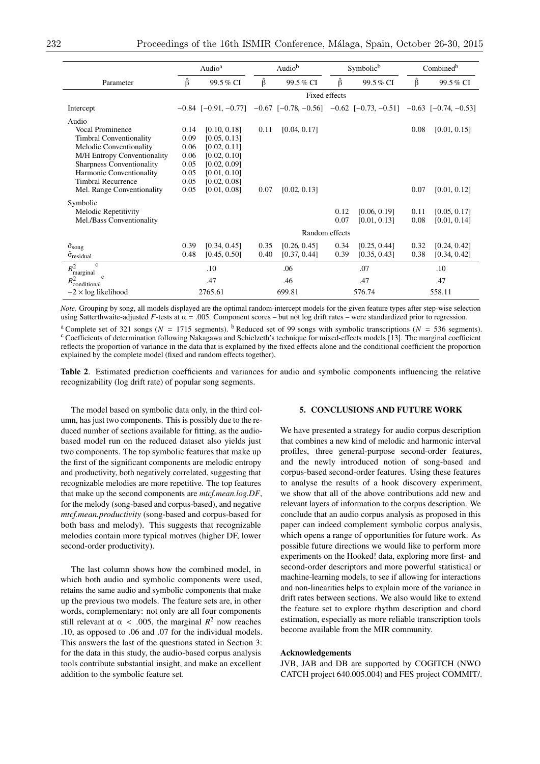| Parameter | Audio[a] $\hat{\beta}$ | Audio[a] 99.5 % CI | Audio[b] $\hat{\beta}$ | Audio[b] 99.5 % CI | Symbolic[b] $\hat{\beta}$ | Symbolic[b] 99.5 % CI | Combined[b] $\hat{\beta}$ | Combined[b] 99.5 % CI |
|---|---|---|---|---|---|---|---|---|
| | | | | Fixed effects | | | | |
| Intercept | −0.84 | [−0.91, −0.77] | −0.67 | [−0.78, −0.56] | −0.62 | [−0.73, −0.51] | −0.63 | [−0.74, −0.53] |
| Audio | | | | | | | | |
| Vocal Prominence | 0.14 | [0.10, 0.18] | 0.11 | [0.04, 0.17] | | | 0.08 | [0.01, 0.15] |
| Timbral Conventionality | 0.09 | [0.05, 0.13] | | | | | | |
| Melodic Conventionality | 0.06 | [0.02, 0.11] | | | | | | |
| M/H Entropy Conventionality | 0.06 | [0.02, 0.10] | | | | | | |
| Sharpness Conventionality | 0.05 | [0.02, 0.09] | | | | | | |
| Harmonic Conventionality | 0.05 | [0.01, 0.10] | | | | | | |
| Timbral Recurrence | 0.05 | [0.02, 0.08] | | | | | | |
| Mel. Range Conventionality | 0.05 | [0.01, 0.08] | 0.07 | [0.02, 0.13] | | | 0.07 | [0.01, 0.12] |
| Symbolic | | | | | | | | |
| Melodic Repetitivity | | | | | 0.12 | [0.06, 0.19] | 0.11 | [0.05, 0.17] |
| Mel./Bass Conventionality | | | | | 0.07 | [0.01, 0.13] | 0.08 | [0.01, 0.14] |
| | | | | Random effects | | | | |
| $\hat{\sigma}_{\text{song}}$ | 0.39 | [0.34, 0.45] | 0.35 | [0.26, 0.45] | 0.34 | [0.25, 0.44] | 0.32 | [0.24, 0.42] |
| $\hat{\sigma}_{\text{residual}}$ | 0.48 | [0.45, 0.50] | 0.40 | [0.37, 0.44] | 0.39 | [0.35, 0.43] | 0.38 | [0.34, 0.42] |
| $R^2_{\text{marginal}}$ [c] | .10 | | .06 | | .07 | | .10 | |
| $R^2_{\text{conditional}}$ [c] | .47 | | .46 | | .47 | | .47 | |
| $-2 \times$ log likelihood | 2765.61 | | 699.81 | | 576.74 | | 558.11 | |

*Note.* Grouping by song, all models displayed are the optimal random-intercept models for the given feature types after step-wise selection using Satterthwaite-adjusted $F$-tests at $\alpha = .005$. Component scores – but not log drift rates – were standardized prior to regression.

[a] Complete set of 321 songs ($N = 1715$ segments). [b] Reduced set of 99 songs with symbolic transcriptions ($N = 536$ segments). [c] Coefficients of determination following Nakagawa and Schielzeth's technique for mixed-effects models [13]. The marginal coefficient reflects the proportion of variance in the data that is explained by the fixed effects alone and the conditional coefficient the proportion explained by the complete model (fixed and random effects together).

**Table 2**. Estimated prediction coefficients and variances for audio and symbolic components influencing the relative recognizability (log drift rate) of popular song segments.

The model based on symbolic data only, in the third column, has just two components. This is possibly due to the reduced number of sections available for fitting, as the audio-based model run on the reduced dataset also yields just two components. The top symbolic features that make up the first of the significant components are melodic entropy and productivity, both negatively correlated, suggesting that recognizable melodies are more repetitive. The top features that make up the second components are *mtcf.mean.log.DF*, for the melody (song-based and corpus-based), and negative *mtcf.mean.productivity* (song-based and corpus-based for both bass and melody). This suggests that recognizable melodies contain more typical motives (higher DF, lower second-order productivity).

The last column shows how the combined model, in which both audio and symbolic components were used, retains the same audio and symbolic components that make up the previous two models. The feature sets are, in other words, complementary: not only are all four components still relevant at $\alpha < .005$, the marginal $R^2$ now reaches .10, as opposed to .06 and .07 for the individual models. This answers the last of the questions stated in Section 3: for the data in this study, the audio-based corpus analysis tools contribute substantial insight, and make an excellent addition to the symbolic feature set.

## 5. CONCLUSIONS AND FUTURE WORK

We have presented a strategy for audio corpus description that combines a new kind of melodic and harmonic interval profiles, three general-purpose second-order features, and the newly introduced notion of song-based and corpus-based second-order features. Using these features to analyse the results of a hook discovery experiment, we show that all of the above contributions add new and relevant layers of information to the corpus description. We conclude that an audio corpus analysis as proposed in this paper can indeed complement symbolic corpus analysis, which opens a range of opportunities for future work. As possible future directions we would like to perform more experiments on the Hooked! data, exploring more first- and second-order descriptors and more powerful statistical or machine-learning models, to see if allowing for interactions and non-linearities helps to explain more of the variance in drift rates between sections. We also would like to extend the feature set to explore rhythm description and chord estimation, especially as more reliable transcription tools become available from the MIR community.

### Acknowledgements

JVB, JAB and DB are supported by COGITCH (NWO CATCH project 640.005.004) and FES project COMMIT/.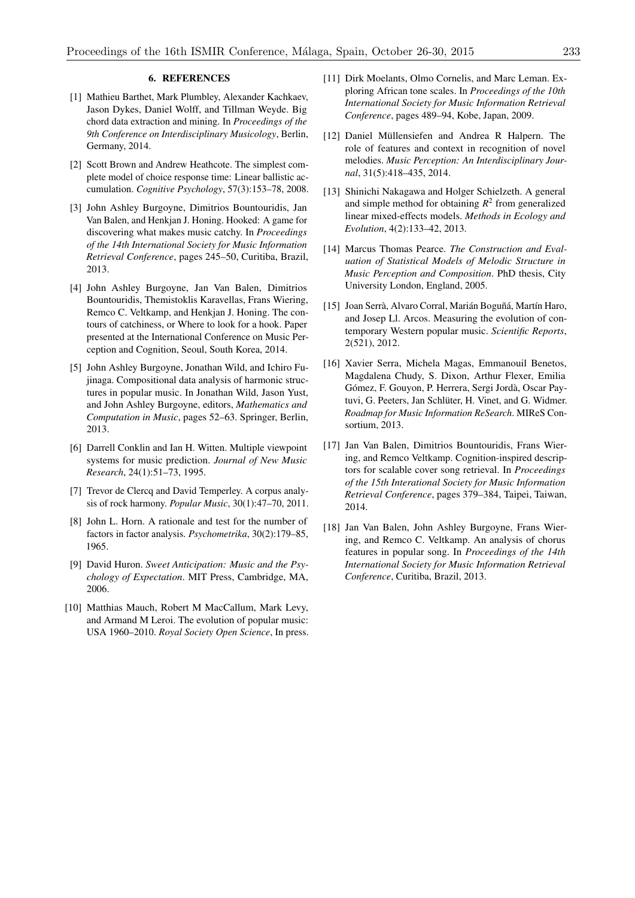## 6. REFERENCES

[1] Mathieu Barthet, Mark Plumbley, Alexander Kachkaev, Jason Dykes, Daniel Wolff, and Tillman Weyde. Big chord data extraction and mining. In *Proceedings of the 9th Conference on Interdisciplinary Musicology*, Berlin, Germany, 2014.

[2] Scott Brown and Andrew Heathcote. The simplest complete model of choice response time: Linear ballistic accumulation. *Cognitive Psychology*, 57(3):153–78, 2008.

[3] John Ashley Burgoyne, Dimitrios Bountouridis, Jan Van Balen, and Henkjan J. Honing. Hooked: A game for discovering what makes music catchy. In *Proceedings of the 14th International Society for Music Information Retrieval Conference*, pages 245–50, Curitiba, Brazil, 2013.

[4] John Ashley Burgoyne, Jan Van Balen, Dimitrios Bountouridis, Themistoklis Karavellas, Frans Wiering, Remco C. Veltkamp, and Henkjan J. Honing. The contours of catchiness, or Where to look for a hook. Paper presented at the International Conference on Music Perception and Cognition, Seoul, South Korea, 2014.

[5] John Ashley Burgoyne, Jonathan Wild, and Ichiro Fujinaga. Compositional data analysis of harmonic structures in popular music. In Jonathan Wild, Jason Yust, and John Ashley Burgoyne, editors, *Mathematics and Computation in Music*, pages 52–63. Springer, Berlin, 2013.

[6] Darrell Conklin and Ian H. Witten. Multiple viewpoint systems for music prediction. *Journal of New Music Research*, 24(1):51–73, 1995.

[7] Trevor de Clercq and David Temperley. A corpus analysis of rock harmony. *Popular Music*, 30(1):47–70, 2011.

[8] John L. Horn. A rationale and test for the number of factors in factor analysis. *Psychometrika*, 30(2):179–85, 1965.

[9] David Huron. *Sweet Anticipation: Music and the Psychology of Expectation*. MIT Press, Cambridge, MA, 2006.

[10] Matthias Mauch, Robert M MacCallum, Mark Levy, and Armand M Leroi. The evolution of popular music: USA 1960–2010. *Royal Society Open Science*, In press.

[11] Dirk Moelants, Olmo Cornelis, and Marc Leman. Exploring African tone scales. In *Proceedings of the 10th International Society for Music Information Retrieval Conference*, pages 489–94, Kobe, Japan, 2009.

[12] Daniel Müllensiefen and Andrea R Halpern. The role of features and context in recognition of novel melodies. *Music Perception: An Interdisciplinary Journal*, 31(5):418–435, 2014.

[13] Shinichi Nakagawa and Holger Schielzeth. A general and simple method for obtaining $R^2$ from generalized linear mixed-effects models. *Methods in Ecology and Evolution*, 4(2):133–42, 2013.

[14] Marcus Thomas Pearce. *The Construction and Evaluation of Statistical Models of Melodic Structure in Music Perception and Composition*. PhD thesis, City University London, England, 2005.

[15] Joan Serrà, Alvaro Corral, Marián Boguñá, Martín Haro, and Josep Ll. Arcos. Measuring the evolution of contemporary Western popular music. *Scientific Reports*, 2(521), 2012.

[16] Xavier Serra, Michela Magas, Emmanouil Benetos, Magdalena Chudy, S. Dixon, Arthur Flexer, Emilia Gómez, F. Gouyon, P. Herrera, Sergi Jordà, Oscar Paytuvi, G. Peeters, Jan Schlüter, H. Vinet, and G. Widmer. *Roadmap for Music Information ReSearch*. MIReS Consortium, 2013.

[17] Jan Van Balen, Dimitrios Bountouridis, Frans Wiering, and Remco Veltkamp. Cognition-inspired descriptors for scalable cover song retrieval. In *Proceedings of the 15th Interational Society for Music Information Retrieval Conference*, pages 379–384, Taipei, Taiwan, 2014.

[18] Jan Van Balen, John Ashley Burgoyne, Frans Wiering, and Remco C. Veltkamp. An analysis of chorus features in popular song. In *Proceedings of the 14th International Society for Music Information Retrieval Conference*, Curitiba, Brazil, 2013.